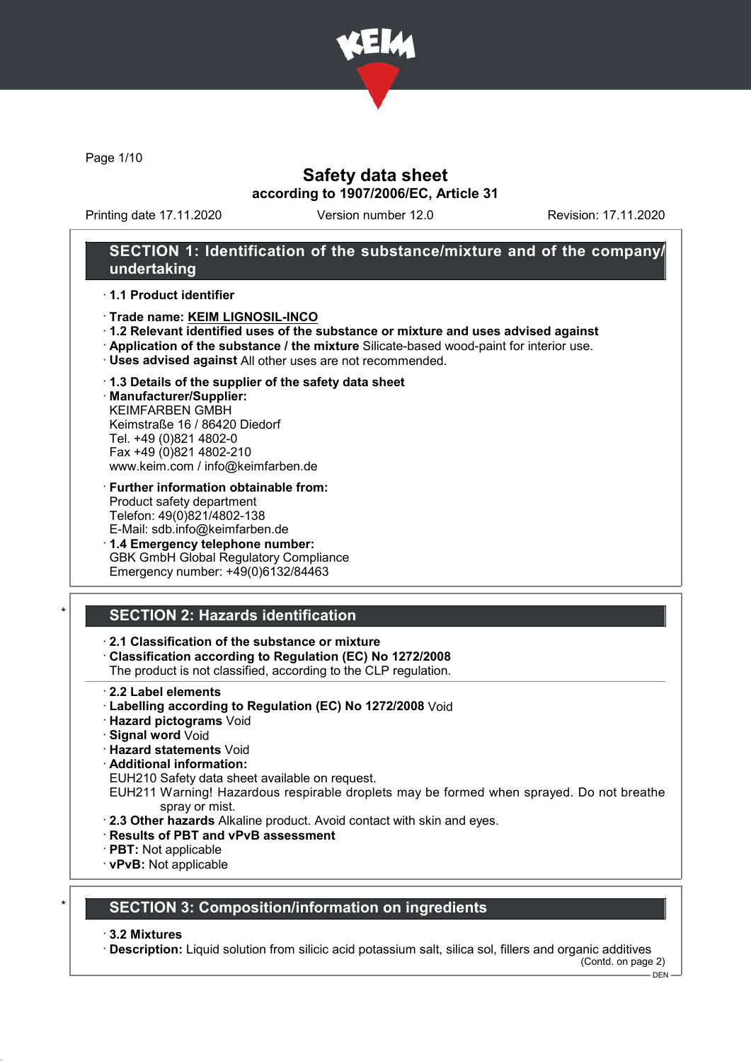# Safety data sheet

**according to 1907/2006/EC, Article 31**

Printing date 17.11.2020 | Version number 12.0 | Revision: 17.11.2020

## SECTION 1: Identification of the substance/mixture and of the company/undertaking

· **1.1 Product identifier**

· **Trade name: KEIM LIGNOSIL-INCO**

· **1.2 Relevant identified uses of the substance or mixture and uses advised against**

· **Application of the substance / the mixture** Silicate-based wood-paint for interior use.

· **Uses advised against** All other uses are not recommended.

· **1.3 Details of the supplier of the safety data sheet**

· **Manufacturer/Supplier:**
KEIMFARBEN GMBH
Keimstraße 16 / 86420 Diedorf
Tel. +49 (0)821 4802-0
Fax +49 (0)821 4802-210
www.keim.com / info@keimfarben.de

· **Further information obtainable from:**
Product safety department
Telefon: 49(0)821/4802-138
E-Mail: sdb.info@keimfarben.de

· **1.4 Emergency telephone number:**
GBK GmbH Global Regulatory Compliance
Emergency number: +49(0)6132/84463

## * SECTION 2: Hazards identification

· **2.1 Classification of the substance or mixture**

· **Classification according to Regulation (EC) No 1272/2008**
The product is not classified, according to the CLP regulation.

· **2.2 Label elements**

· **Labelling according to Regulation (EC) No 1272/2008** Void

· **Hazard pictograms** Void

· **Signal word** Void

· **Hazard statements** Void

· **Additional information:**
EUH210 Safety data sheet available on request.
EUH211 Warning! Hazardous respirable droplets may be formed when sprayed. Do not breathe spray or mist.

· **2.3 Other hazards** Alkaline product. Avoid contact with skin and eyes.

· **Results of PBT and vPvB assessment**

· **PBT:** Not applicable

· **vPvB:** Not applicable

## * SECTION 3: Composition/information on ingredients

· **3.2 Mixtures**

· **Description:** Liquid solution from silicic acid potassium salt, silica sol, fillers and organic additives

(Contd. on page 2)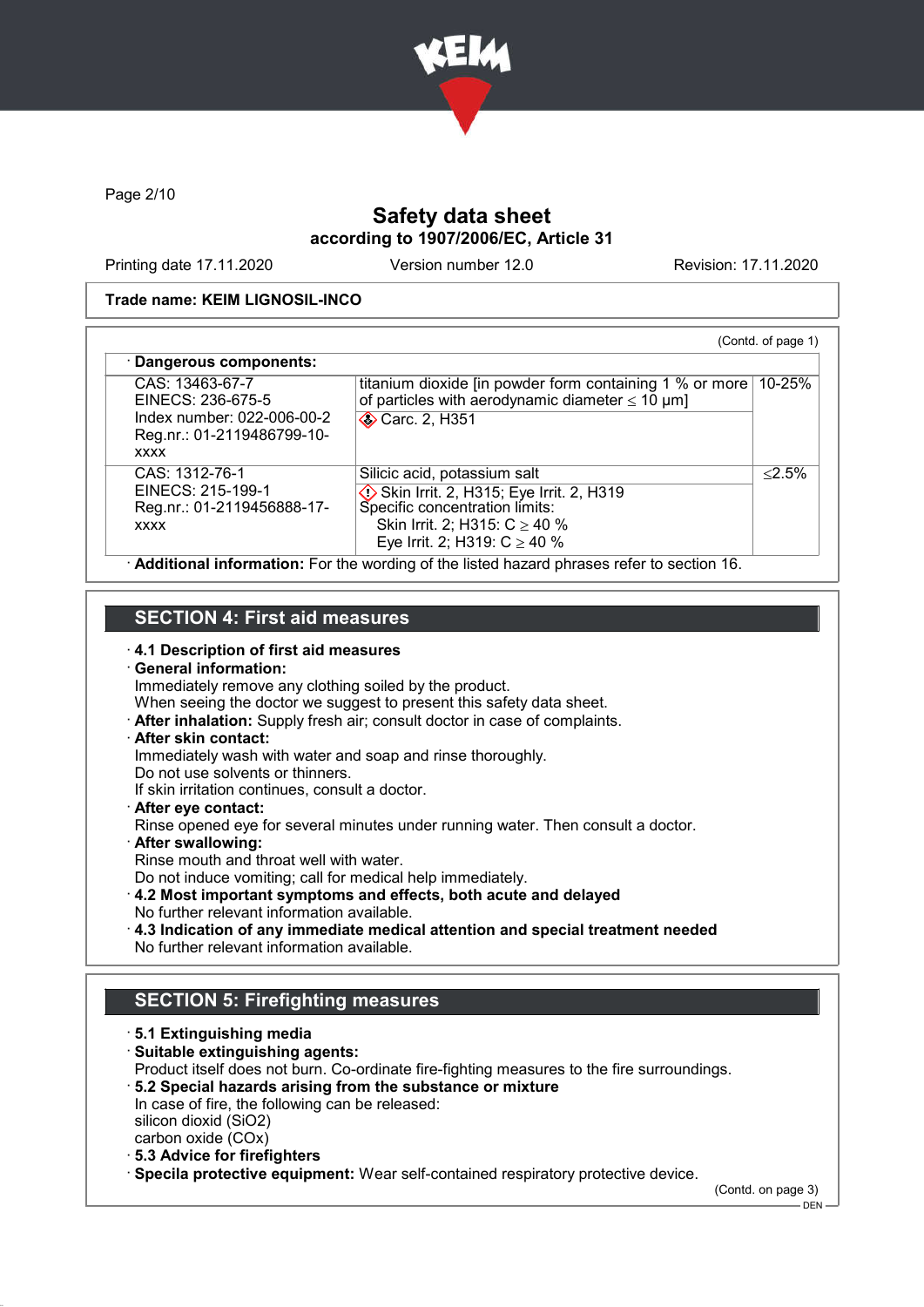Safety data sheet

according to 1907/2006/EC, Article 31

Printing date 17.11.2020 Version number 12.0 Revision: 17.11.2020

**Trade name: KEIM LIGNOSIL-INCO**

(Contd. of page 1)

· **Dangerous components:**

| | | |
|---|---|---|
| CAS: 13463-67-7<br>EINECS: 236-675-5<br>Index number: 022-006-00-2<br>Reg.nr.: 01-2119486799-10-xxxx | titanium dioxide [in powder form containing 1 % or more of particles with aerodynamic diameter ≤ 10 μm]<br>Carc. 2, H351 | 10-25% |
| CAS: 1312-76-1<br>EINECS: 215-199-1<br>Reg.nr.: 01-2119456888-17-xxxx | Silicic acid, potassium salt<br>Skin Irrit. 2, H315; Eye Irrit. 2, H319<br>Specific concentration limits:<br>Skin Irrit. 2; H315: C ≥ 40 %<br>Eye Irrit. 2; H319: C ≥ 40 % | ≤2.5% |

· **Additional information:** For the wording of the listed hazard phrases refer to section 16.

## SECTION 4: First aid measures

· **4.1 Description of first aid measures**

· **General information:**
Immediately remove any clothing soiled by the product.
When seeing the doctor we suggest to present this safety data sheet.

· **After inhalation:** Supply fresh air; consult doctor in case of complaints.

· **After skin contact:**
Immediately wash with water and soap and rinse thoroughly.
Do not use solvents or thinners.
If skin irritation continues, consult a doctor.

· **After eye contact:**
Rinse opened eye for several minutes under running water. Then consult a doctor.

· **After swallowing:**
Rinse mouth and throat well with water.
Do not induce vomiting; call for medical help immediately.

· **4.2 Most important symptoms and effects, both acute and delayed**
No further relevant information available.

· **4.3 Indication of any immediate medical attention and special treatment needed**
No further relevant information available.

## SECTION 5: Firefighting measures

· **5.1 Extinguishing media**

· **Suitable extinguishing agents:**
Product itself does not burn. Co-ordinate fire-fighting measures to the fire surroundings.

· **5.2 Special hazards arising from the substance or mixture**
In case of fire, the following can be released:
silicon dioxid ($SiO_2$)
carbon oxide ($CO_x$)

· **5.3 Advice for firefighters**

· **Specila protective equipment:** Wear self-contained respiratory protective device.

(Contd. on page 3)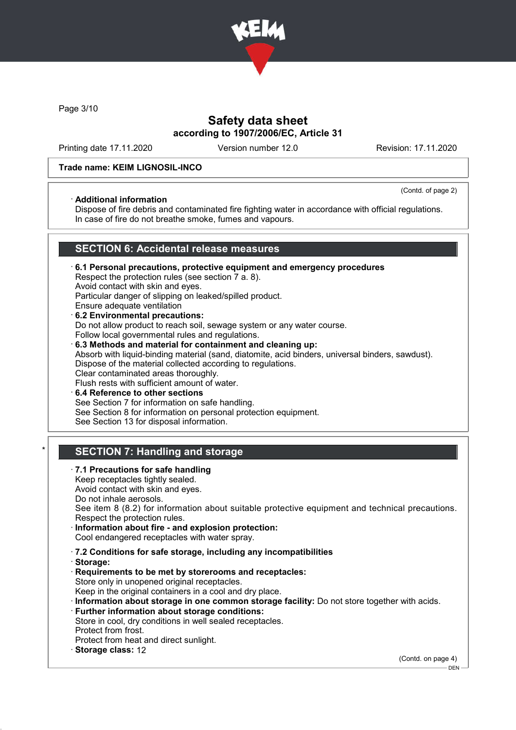Trade name: KEIM LIGNOSIL-INCO

(Contd. of page 2)

· **Additional information**
Dispose of fire debris and contaminated fire fighting water in accordance with official regulations.
In case of fire do not breathe smoke, fumes and vapours.

## SECTION 6: Accidental release measures

· **6.1 Personal precautions, protective equipment and emergency procedures**
Respect the protection rules (see section 7 a. 8).
Avoid contact with skin and eyes.
Particular danger of slipping on leaked/spilled product.
Ensure adequate ventilation

· **6.2 Environmental precautions:**
Do not allow product to reach soil, sewage system or any water course.
Follow local governmental rules and regulations.

· **6.3 Methods and material for containment and cleaning up:**
Absorb with liquid-binding material (sand, diatomite, acid binders, universal binders, sawdust).
Dispose of the material collected according to regulations.
Clear contaminated areas thoroughly.
Flush rests with sufficient amount of water.

· **6.4 Reference to other sections**
See Section 7 for information on safe handling.
See Section 8 for information on personal protection equipment.
See Section 13 for disposal information.

\* 

## SECTION 7: Handling and storage

· **7.1 Precautions for safe handling**
Keep receptacles tightly sealed.
Avoid contact with skin and eyes.
Do not inhale aerosols.
See item 8 (8.2) for information about suitable protective equipment and technical precautions.
Respect the protection rules.

· **Information about fire - and explosion protection:**
Cool endangered receptacles with water spray.

· **7.2 Conditions for safe storage, including any incompatibilities**

· **Storage:**

· **Requirements to be met by storerooms and receptacles:**
Store only in unopened original receptacles.
Keep in the original containers in a cool and dry place.

· **Information about storage in one common storage facility:** Do not store together with acids.

· **Further information about storage conditions:**
Store in cool, dry conditions in well sealed receptacles.
Protect from frost.
Protect from heat and direct sunlight.

· **Storage class:** 12

(Contd. on page 4)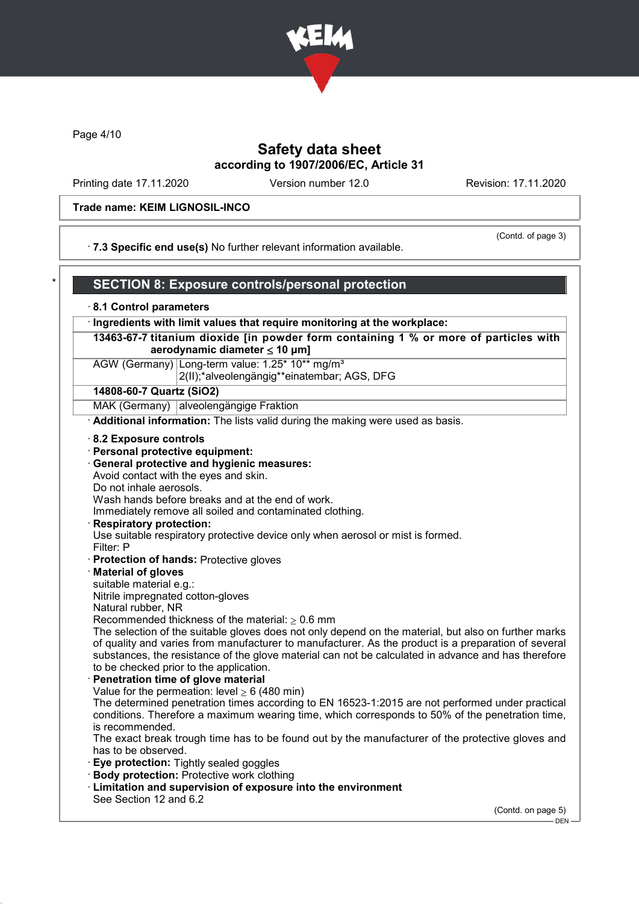# Safety data sheet

according to 1907/2006/EC, Article 31

Printing date 17.11.2020 Version number 12.0 Revision: 17.11.2020

**Trade name: KEIM LIGNOSIL-INCO**

(Contd. of page 3)

· **7.3 Specific end use(s)** No further relevant information available.

## SECTION 8: Exposure controls/personal protection

· **8.1 Control parameters**

| · **Ingredients with limit values that require monitoring at the workplace:** | |
|---|---|
| **13463-67-7 titanium dioxide [in powder form containing 1 % or more of particles with aerodynamic diameter ≤ 10 μm]** | |
| AGW (Germany) | Long-term value: 1.25* 10** mg/m³<br>2(II);*alveolengängig**einatembar; AGS, DFG |
| **14808-60-7 Quartz (SiO2)** | |
| MAK (Germany) | alveolengängige Fraktion |

· **Additional information:** The lists valid during the making were used as basis.

· **8.2 Exposure controls**

· **Personal protective equipment:**

· **General protective and hygienic measures:**

Avoid contact with the eyes and skin.
Do not inhale aerosols.
Wash hands before breaks and at the end of work.
Immediately remove all soiled and contaminated clothing.

· **Respiratory protection:**

Use suitable respiratory protective device only when aerosol or mist is formed.
Filter: P

· **Protection of hands:** Protective gloves

· **Material of gloves**

suitable material e.g.:
Nitrile impregnated cotton-gloves
Natural rubber, NR
Recommended thickness of the material: ≥ 0.6 mm
The selection of the suitable gloves does not only depend on the material, but also on further marks of quality and varies from manufacturer to manufacturer. As the product is a preparation of several substances, the resistance of the glove material can not be calculated in advance and has therefore to be checked prior to the application.

· **Penetration time of glove material**

Value for the permeation: level ≥ 6 (480 min)
The determined penetration times according to EN 16523-1:2015 are not performed under practical conditions. Therefore a maximum wearing time, which corresponds to 50% of the penetration time, is recommended.
The exact break trough time has to be found out by the manufacturer of the protective gloves and has to be observed.

· **Eye protection:** Tightly sealed goggles

· **Body protection:** Protective work clothing

· **Limitation and supervision of exposure into the environment**

See Section 12 and 6.2

(Contd. on page 5)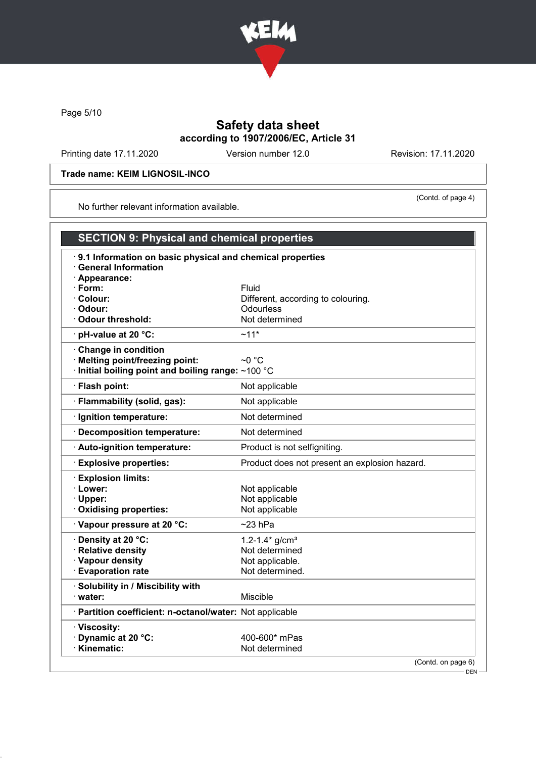Trade name: KEIM LIGNOSIL-INCO

(Contd. of page 4)

No further relevant information available.

## SECTION 9: Physical and chemical properties

| · 9.1 Information on basic physical and chemical properties | |
|---|---|
| · General Information | |
| · Appearance: | |
| · Form: | Fluid |
| · Colour: | Different, according to colouring. |
| · Odour: | Odourless |
| · Odour threshold: | Not determined |
| · pH-value at 20 °C: | ~11* |
| · Change in condition | |
| · Melting point/freezing point: | ~0 °C |
| · Initial boiling point and boiling range: | ~100 °C |
| · Flash point: | Not applicable |
| · Flammability (solid, gas): | Not applicable |
| · Ignition temperature: | Not determined |
| · Decomposition temperature: | Not determined |
| · Auto-ignition temperature: | Product is not selfigniting. |
| · Explosive properties: | Product does not present an explosion hazard. |
| · Explosion limits: | |
| · Lower: | Not applicable |
| · Upper: | Not applicable |
| · Oxidising properties: | Not applicable |
| · Vapour pressure at 20 °C: | ~23 hPa |
| · Density at 20 °C: | 1.2-1.4* g/cm³ |
| · Relative density | Not determined |
| · Vapour density | Not applicable. |
| · Evaporation rate | Not determined. |
| · Solubility in / Miscibility with | |
| · water: | Miscible |
| · Partition coefficient: n-octanol/water: | Not applicable |
| · Viscosity: | |
| · Dynamic at 20 °C: | 400-600* mPas |
| · Kinematic: | Not determined |

(Contd. on page 6)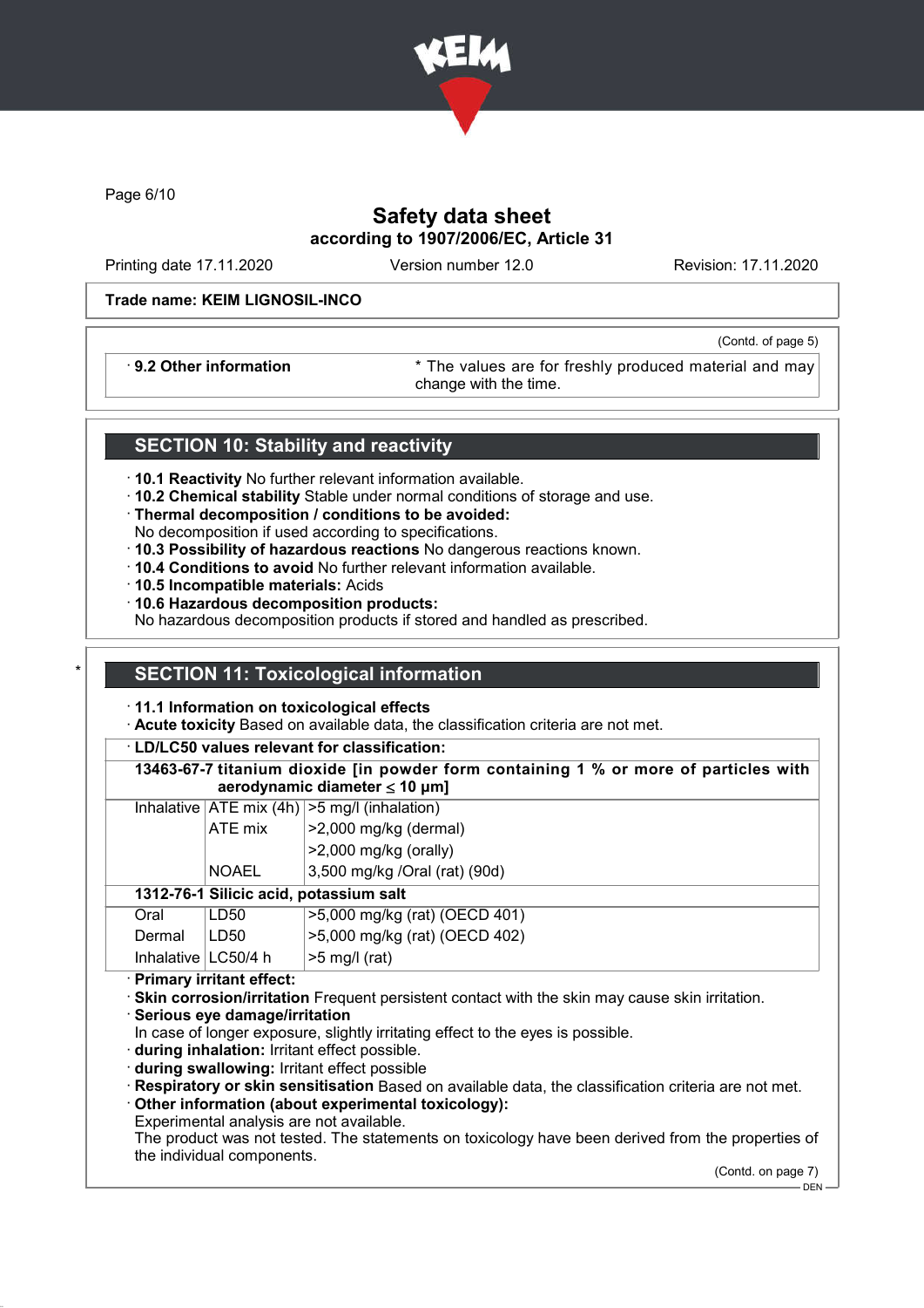Trade name: KEIM LIGNOSIL-INCO

(Contd. of page 5)

· **9.2 Other information** * The values are for freshly produced material and may change with the time.

## SECTION 10: Stability and reactivity

· **10.1 Reactivity** No further relevant information available.
· **10.2 Chemical stability** Stable under normal conditions of storage and use.
· **Thermal decomposition / conditions to be avoided:**
No decomposition if used according to specifications.
· **10.3 Possibility of hazardous reactions** No dangerous reactions known.
· **10.4 Conditions to avoid** No further relevant information available.
· **10.5 Incompatible materials:** Acids
· **10.6 Hazardous decomposition products:**
No hazardous decomposition products if stored and handled as prescribed.

## SECTION 11: Toxicological information

· **11.1 Information on toxicological effects**
· **Acute toxicity** Based on available data, the classification criteria are not met.

· **LD/LC50 values relevant for classification:**

| | | |
|---|---|---|
| **13463-67-7 titanium dioxide [in powder form containing 1 % or more of particles with aerodynamic diameter ≤ 10 μm]** | | |
| Inhalative | ATE mix (4h) | >5 mg/l (inhalation) |
| | ATE mix | >2,000 mg/kg (dermal) |
| | | >2,000 mg/kg (orally) |
| | NOAEL | 3,500 mg/kg /Oral (rat) (90d) |
| **1312-76-1 Silicic acid, potassium salt** | | |
| Oral | LD50 | >5,000 mg/kg (rat) (OECD 401) |
| Dermal | LD50 | >5,000 mg/kg (rat) (OECD 402) |
| Inhalative | LC50/4 h | >5 mg/l (rat) |

· **Primary irritant effect:**
· **Skin corrosion/irritation** Frequent persistent contact with the skin may cause skin irritation.
· **Serious eye damage/irritation**
In case of longer exposure, slightly irritating effect to the eyes is possible.
· **during inhalation:** Irritant effect possible.
· **during swallowing:** Irritant effect possible
· **Respiratory or skin sensitisation** Based on available data, the classification criteria are not met.
· **Other information (about experimental toxicology):**
Experimental analysis are not available.
The product was not tested. The statements on toxicology have been derived from the properties of the individual components.

(Contd. on page 7)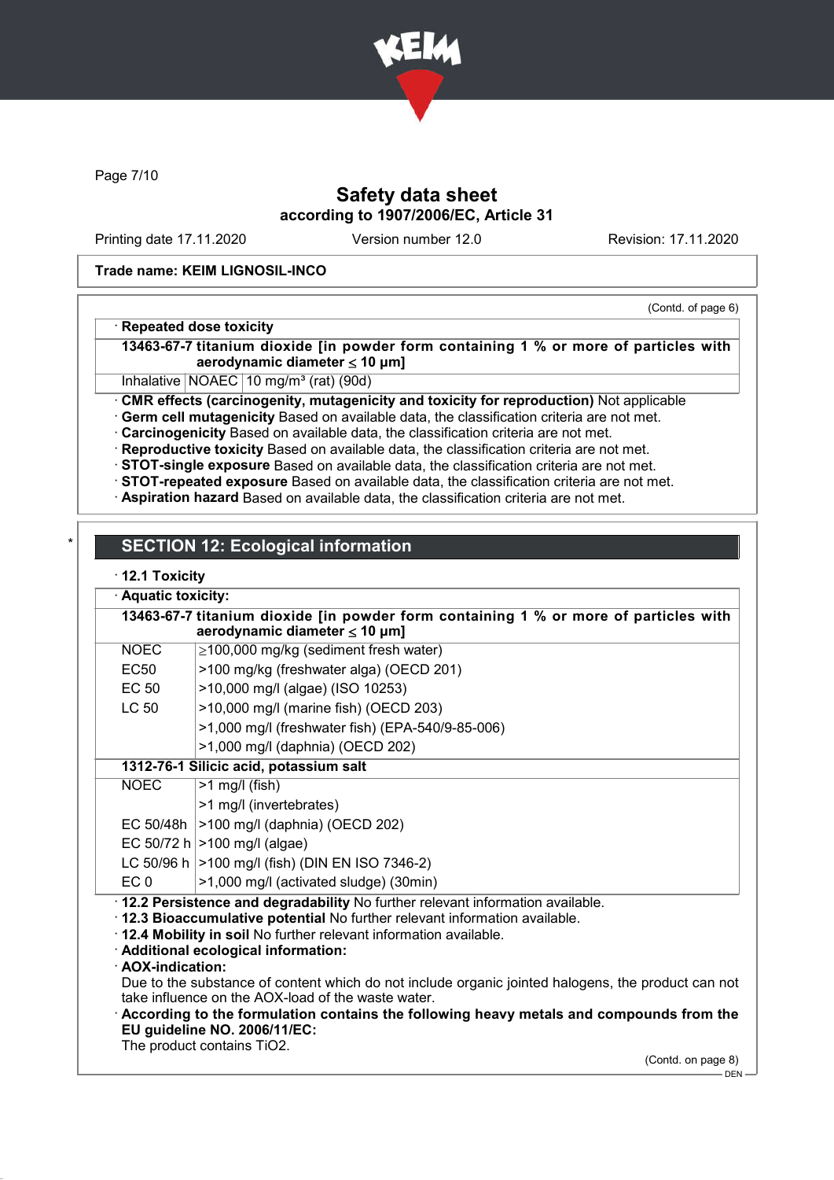Safety data sheet
according to 1907/2006/EC, Article 31

Printing date 17.11.2020 | Version number 12.0 | Revision: 17.11.2020

**Trade name: KEIM LIGNOSIL-INCO**

(Contd. of page 6)

· **Repeated dose toxicity**

| **13463-67-7 titanium dioxide [in powder form containing 1 % or more of particles with aerodynamic diameter ≤ 10 μm]** | | |
|---|---|---|
| Inhalative | NOAEC | 10 mg/m³ (rat) (90d) |

· **CMR effects (carcinogenity, mutagenicity and toxicity for reproduction)** Not applicable
· **Germ cell mutagenicity** Based on available data, the classification criteria are not met.
· **Carcinogenicity** Based on available data, the classification criteria are not met.
· **Reproductive toxicity** Based on available data, the classification criteria are not met.
· **STOT-single exposure** Based on available data, the classification criteria are not met.
· **STOT-repeated exposure** Based on available data, the classification criteria are not met.
· **Aspiration hazard** Based on available data, the classification criteria are not met.

\*

## SECTION 12: Ecological information

· **12.1 Toxicity**

· **Aquatic toxicity:**

| **13463-67-7 titanium dioxide [in powder form containing 1 % or more of particles with aerodynamic diameter ≤ 10 μm]** | |
|---|---|
| NOEC | ≥100,000 mg/kg (sediment fresh water) |
| EC50 | >100 mg/kg (freshwater alga) (OECD 201) |
| EC 50 | >10,000 mg/l (algae) (ISO 10253) |
| LC 50 | >10,000 mg/l (marine fish) (OECD 203) |
| | >1,000 mg/l (freshwater fish) (EPA-540/9-85-006) |
| | >1,000 mg/l (daphnia) (OECD 202) |
| **1312-76-1 Silicic acid, potassium salt** | |
| NOEC | >1 mg/l (fish) |
| | >1 mg/l (invertebrates) |
| EC 50/48h | >100 mg/l (daphnia) (OECD 202) |
| EC 50/72 h | >100 mg/l (algae) |
| LC 50/96 h | >100 mg/l (fish) (DIN EN ISO 7346-2) |
| EC 0 | >1,000 mg/l (activated sludge) (30min) |

· **12.2 Persistence and degradability** No further relevant information available.
· **12.3 Bioaccumulative potential** No further relevant information available.
· **12.4 Mobility in soil** No further relevant information available.
· **Additional ecological information:**
· **AOX-indication:**
Due to the substance of content which do not include organic jointed halogens, the product can not take influence on the AOX-load of the waste water.
· **According to the formulation contains the following heavy metals and compounds from the EU guideline NO. 2006/11/EC:**
The product contains $TiO_2$.

(Contd. on page 8)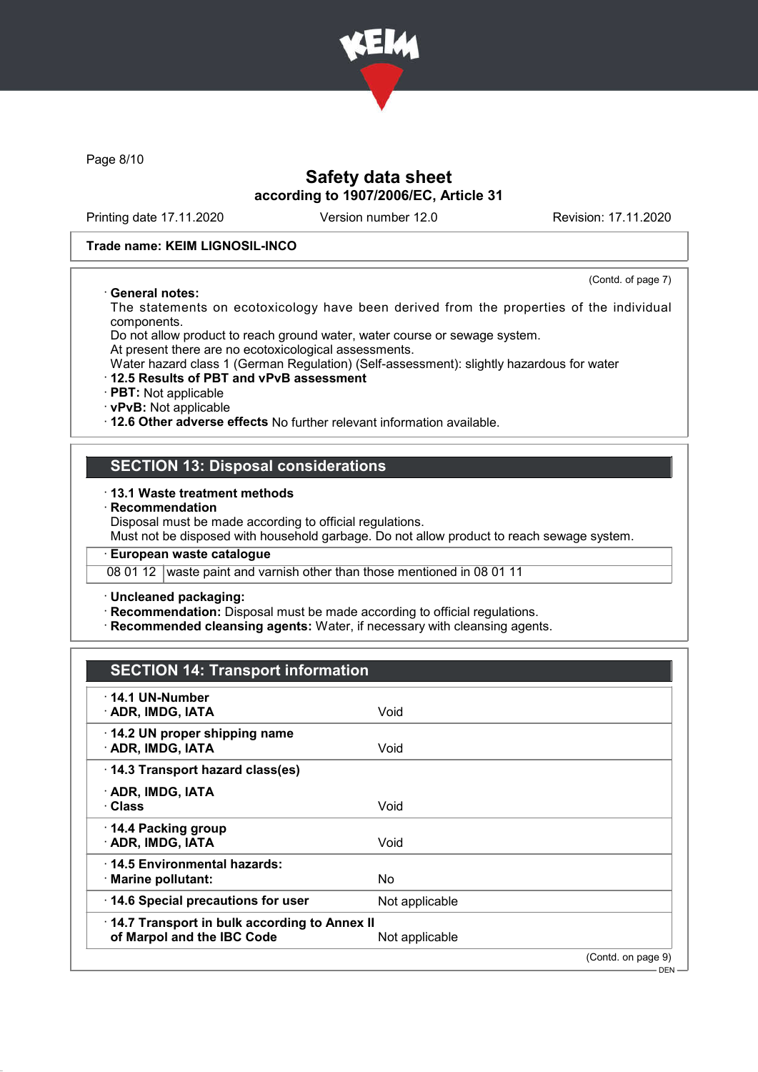Trade name: KEIM LIGNOSIL-INCO

(Contd. of page 7)

· **General notes:**
The statements on ecotoxicology have been derived from the properties of the individual components.
Do not allow product to reach ground water, water course or sewage system.
At present there are no ecotoxicological assessments.
Water hazard class 1 (German Regulation) (Self-assessment): slightly hazardous for water

· **12.5 Results of PBT and vPvB assessment**
· **PBT:** Not applicable
· **vPvB:** Not applicable
· **12.6 Other adverse effects** No further relevant information available.

## SECTION 13: Disposal considerations

· **13.1 Waste treatment methods**
· **Recommendation**
Disposal must be made according to official regulations.
Must not be disposed with household garbage. Do not allow product to reach sewage system.

| · European waste catalogue | |
|---|---|
| 08 01 12 | waste paint and varnish other than those mentioned in 08 01 11 |

· **Uncleaned packaging:**
· **Recommendation:** Disposal must be made according to official regulations.
· **Recommended cleansing agents:** Water, if necessary with cleansing agents.

## SECTION 14: Transport information

| | |
|---|---|
| · **14.1 UN-Number**<br>· **ADR, IMDG, IATA** | Void |
| · **14.2 UN proper shipping name**<br>· **ADR, IMDG, IATA** | Void |
| · **14.3 Transport hazard class(es)**<br>· **ADR, IMDG, IATA**<br>· **Class** | Void |
| · **14.4 Packing group**<br>· **ADR, IMDG, IATA** | Void |
| · **14.5 Environmental hazards:**<br>· **Marine pollutant:** | No |
| · **14.6 Special precautions for user** | Not applicable |
| · **14.7 Transport in bulk according to Annex II of Marpol and the IBC Code** | Not applicable |

(Contd. on page 9)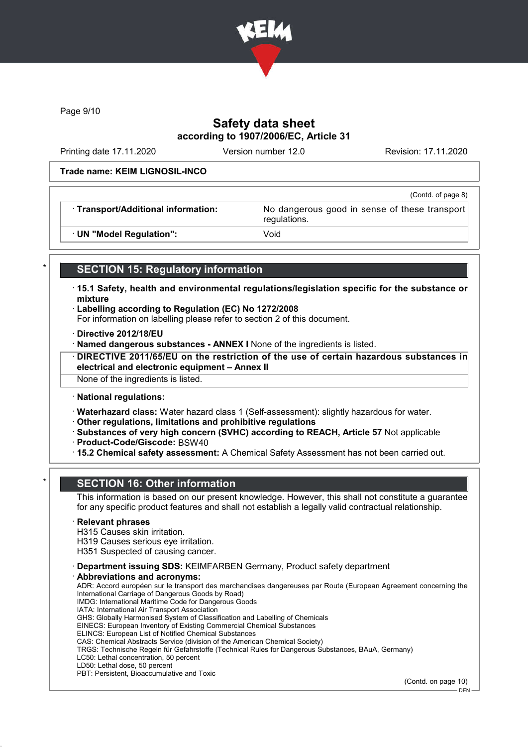Trade name: **KEIM LIGNOSIL-INCO**

(Contd. of page 8)

| | |
|---|---|
| · **Transport/Additional information:** | No dangerous good in sense of these transport regulations. |
| · **UN "Model Regulation":** | Void |

## SECTION 15: Regulatory information

· **15.1 Safety, health and environmental regulations/legislation specific for the substance or mixture**

· **Labelling according to Regulation (EC) No 1272/2008**

For information on labelling please refer to section 2 of this document.

· **Directive 2012/18/EU**

· **Named dangerous substances - ANNEX I** None of the ingredients is listed.

· **DIRECTIVE 2011/65/EU on the restriction of the use of certain hazardous substances in electrical and electronic equipment – Annex II**

None of the ingredients is listed.

· **National regulations:**

· **Waterhazard class:** Water hazard class 1 (Self-assessment): slightly hazardous for water.

· **Other regulations, limitations and prohibitive regulations**

· **Substances of very high concern (SVHC) according to REACH, Article 57** Not applicable

· **Product-Code/Giscode:** BSW40

· **15.2 Chemical safety assessment:** A Chemical Safety Assessment has not been carried out.

## SECTION 16: Other information

This information is based on our present knowledge. However, this shall not constitute a guarantee for any specific product features and shall not establish a legally valid contractual relationship.

· **Relevant phrases**

H315 Causes skin irritation.
H319 Causes serious eye irritation.
H351 Suspected of causing cancer.

· **Department issuing SDS:** KEIMFARBEN Germany, Product safety department

· **Abbreviations and acronyms:**

ADR: Accord européen sur le transport des marchandises dangereuses par Route (European Agreement concerning the International Carriage of Dangerous Goods by Road)
IMDG: International Maritime Code for Dangerous Goods
IATA: International Air Transport Association
GHS: Globally Harmonised System of Classification and Labelling of Chemicals
EINECS: European Inventory of Existing Commercial Chemical Substances
ELINCS: European List of Notified Chemical Substances
CAS: Chemical Abstracts Service (division of the American Chemical Society)
TRGS: Technische Regeln für Gefahrstoffe (Technical Rules for Dangerous Substances, BAuA, Germany)
LC50: Lethal concentration, 50 percent
LD50: Lethal dose, 50 percent
PBT: Persistent, Bioaccumulative and Toxic

(Contd. on page 10)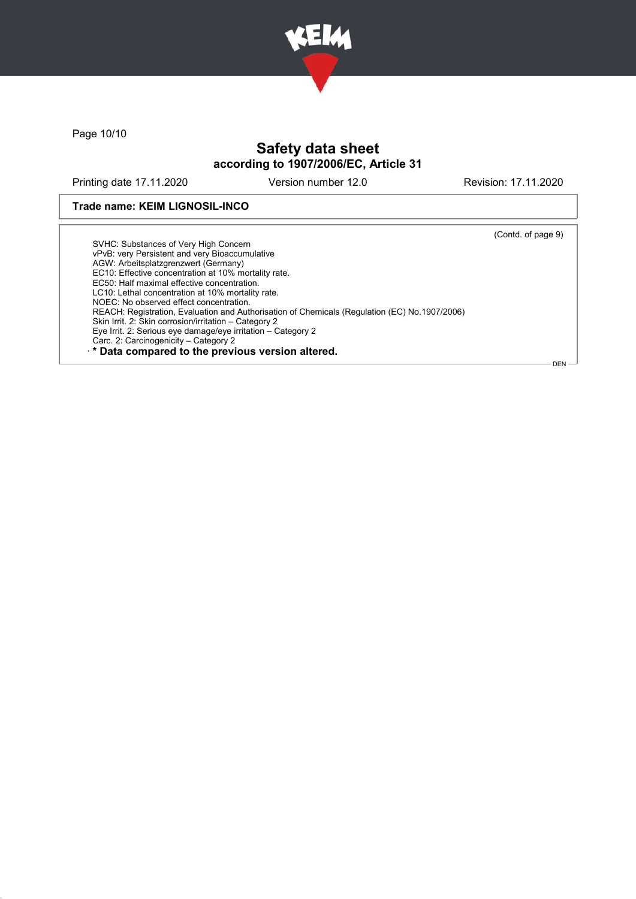**Safety data sheet**
**according to 1907/2006/EC, Article 31**

Printing date 17.11.2020 | Version number 12.0 | Revision: 17.11.2020

**Trade name: KEIM LIGNOSIL-INCO**

(Contd. of page 9)

SVHC: Substances of Very High Concern
vPvB: very Persistent and very Bioaccumulative
AGW: Arbeitsplatzgrenzwert (Germany)
EC10: Effective concentration at 10% mortality rate.
EC50: Half maximal effective concentration.
LC10: Lethal concentration at 10% mortality rate.
NOEC: No observed effect concentration.
REACH: Registration, Evaluation and Authorisation of Chemicals (Regulation (EC) No.1907/2006)
Skin Irrit. 2: Skin corrosion/irritation – Category 2
Eye Irrit. 2: Serious eye damage/eye irritation – Category 2
Carc. 2: Carcinogenicity – Category 2

· **\* Data compared to the previous version altered.**

DEN